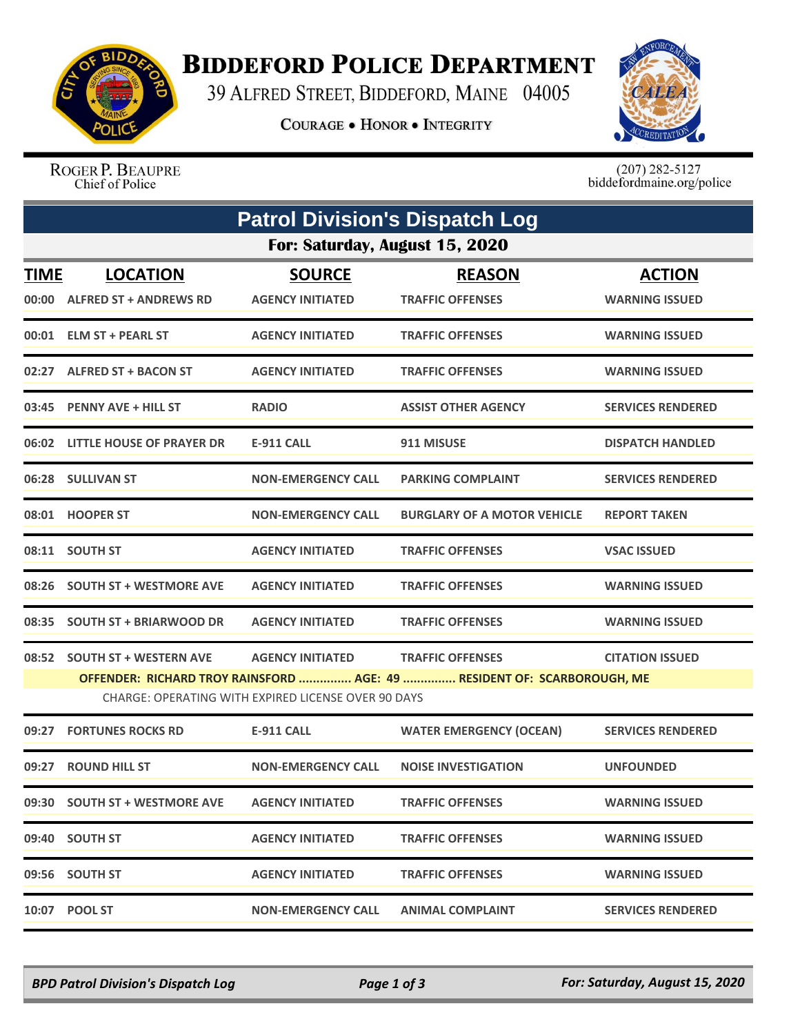# Biddeford Police Department

39 Alfred Street, Biddeford, Maine 04005

Courage • Honor • Integrity

Roger P. Beaupre
Chief of Police

(207) 282-5127
biddefordmaine.org/police

## Patrol Division's Dispatch Log

### For: Saturday, August 15, 2020

| TIME | LOCATION | SOURCE | REASON | ACTION |
|---|---|---|---|---|
| 00:00 | ALFRED ST + ANDREWS RD | AGENCY INITIATED | TRAFFIC OFFENSES | WARNING ISSUED |
| 00:01 | ELM ST + PEARL ST | AGENCY INITIATED | TRAFFIC OFFENSES | WARNING ISSUED |
| 02:27 | ALFRED ST + BACON ST | AGENCY INITIATED | TRAFFIC OFFENSES | WARNING ISSUED |
| 03:45 | PENNY AVE + HILL ST | RADIO | ASSIST OTHER AGENCY | SERVICES RENDERED |
| 06:02 | LITTLE HOUSE OF PRAYER DR | E-911 CALL | 911 MISUSE | DISPATCH HANDLED |
| 06:28 | SULLIVAN ST | NON-EMERGENCY CALL | PARKING COMPLAINT | SERVICES RENDERED |
| 08:01 | HOOPER ST | NON-EMERGENCY CALL | BURGLARY OF A MOTOR VEHICLE | REPORT TAKEN |
| 08:11 | SOUTH ST | AGENCY INITIATED | TRAFFIC OFFENSES | VSAC ISSUED |
| 08:26 | SOUTH ST + WESTMORE AVE | AGENCY INITIATED | TRAFFIC OFFENSES | WARNING ISSUED |
| 08:35 | SOUTH ST + BRIARWOOD DR | AGENCY INITIATED | TRAFFIC OFFENSES | WARNING ISSUED |
| 08:52 | SOUTH ST + WESTERN AVE | AGENCY INITIATED | TRAFFIC OFFENSES | CITATION ISSUED |

**OFFENDER: RICHARD TROY RAINSFORD ............... AGE: 49 ............... RESIDENT OF: SCARBOROUGH, ME**

CHARGE: OPERATING WITH EXPIRED LICENSE OVER 90 DAYS

| TIME | LOCATION | SOURCE | REASON | ACTION |
|---|---|---|---|---|
| 09:27 | FORTUNES ROCKS RD | E-911 CALL | WATER EMERGENCY (OCEAN) | SERVICES RENDERED |
| 09:27 | ROUND HILL ST | NON-EMERGENCY CALL | NOISE INVESTIGATION | UNFOUNDED |
| 09:30 | SOUTH ST + WESTMORE AVE | AGENCY INITIATED | TRAFFIC OFFENSES | WARNING ISSUED |
| 09:40 | SOUTH ST | AGENCY INITIATED | TRAFFIC OFFENSES | WARNING ISSUED |
| 09:56 | SOUTH ST | AGENCY INITIATED | TRAFFIC OFFENSES | WARNING ISSUED |
| 10:07 | POOL ST | NON-EMERGENCY CALL | ANIMAL COMPLAINT | SERVICES RENDERED |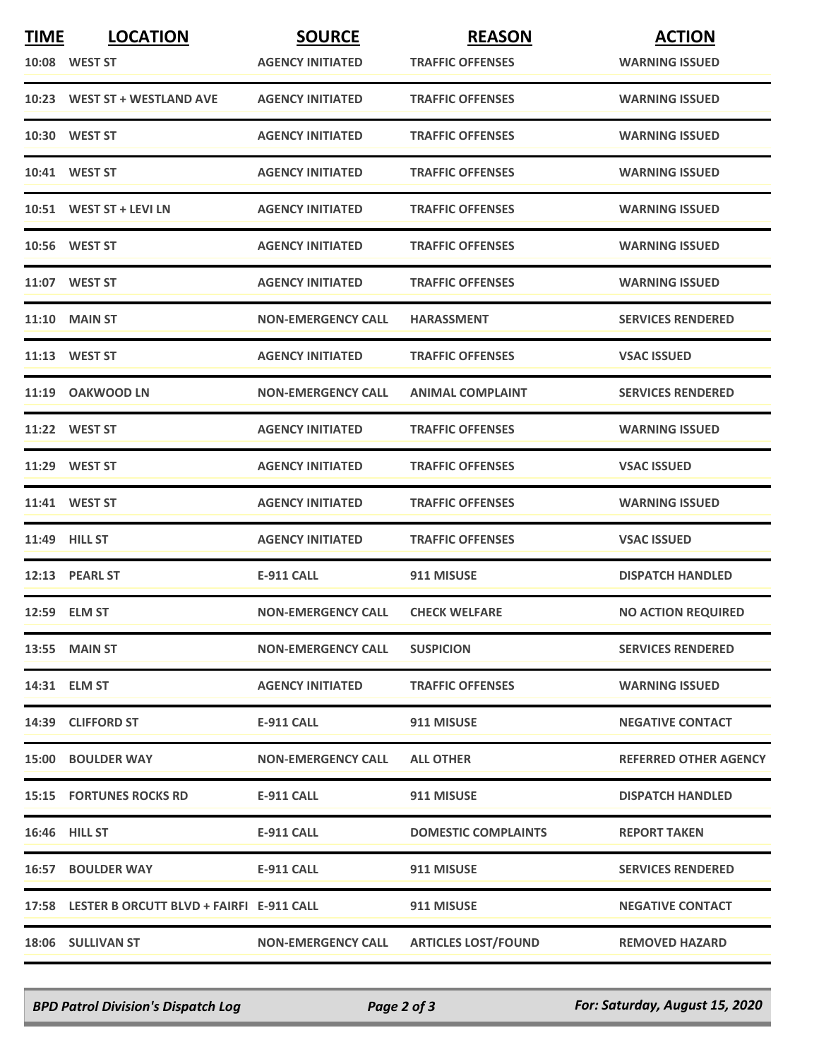| TIME | LOCATION | SOURCE | REASON | ACTION |
|---|---|---|---|---|
| 10:08 | WEST ST | AGENCY INITIATED | TRAFFIC OFFENSES | WARNING ISSUED |
| 10:23 | WEST ST + WESTLAND AVE | AGENCY INITIATED | TRAFFIC OFFENSES | WARNING ISSUED |
| 10:30 | WEST ST | AGENCY INITIATED | TRAFFIC OFFENSES | WARNING ISSUED |
| 10:41 | WEST ST | AGENCY INITIATED | TRAFFIC OFFENSES | WARNING ISSUED |
| 10:51 | WEST ST + LEVI LN | AGENCY INITIATED | TRAFFIC OFFENSES | WARNING ISSUED |
| 10:56 | WEST ST | AGENCY INITIATED | TRAFFIC OFFENSES | WARNING ISSUED |
| 11:07 | WEST ST | AGENCY INITIATED | TRAFFIC OFFENSES | WARNING ISSUED |
| 11:10 | MAIN ST | NON-EMERGENCY CALL | HARASSMENT | SERVICES RENDERED |
| 11:13 | WEST ST | AGENCY INITIATED | TRAFFIC OFFENSES | VSAC ISSUED |
| 11:19 | OAKWOOD LN | NON-EMERGENCY CALL | ANIMAL COMPLAINT | SERVICES RENDERED |
| 11:22 | WEST ST | AGENCY INITIATED | TRAFFIC OFFENSES | WARNING ISSUED |
| 11:29 | WEST ST | AGENCY INITIATED | TRAFFIC OFFENSES | VSAC ISSUED |
| 11:41 | WEST ST | AGENCY INITIATED | TRAFFIC OFFENSES | WARNING ISSUED |
| 11:49 | HILL ST | AGENCY INITIATED | TRAFFIC OFFENSES | VSAC ISSUED |
| 12:13 | PEARL ST | E-911 CALL | 911 MISUSE | DISPATCH HANDLED |
| 12:59 | ELM ST | NON-EMERGENCY CALL | CHECK WELFARE | NO ACTION REQUIRED |
| 13:55 | MAIN ST | NON-EMERGENCY CALL | SUSPICION | SERVICES RENDERED |
| 14:31 | ELM ST | AGENCY INITIATED | TRAFFIC OFFENSES | WARNING ISSUED |
| 14:39 | CLIFFORD ST | E-911 CALL | 911 MISUSE | NEGATIVE CONTACT |
| 15:00 | BOULDER WAY | NON-EMERGENCY CALL | ALL OTHER | REFERRED OTHER AGENCY |
| 15:15 | FORTUNES ROCKS RD | E-911 CALL | 911 MISUSE | DISPATCH HANDLED |
| 16:46 | HILL ST | E-911 CALL | DOMESTIC COMPLAINTS | REPORT TAKEN |
| 16:57 | BOULDER WAY | E-911 CALL | 911 MISUSE | SERVICES RENDERED |
| 17:58 | LESTER B ORCUTT BLVD + FAIRFI | E-911 CALL | 911 MISUSE | NEGATIVE CONTACT |
| 18:06 | SULLIVAN ST | NON-EMERGENCY CALL | ARTICLES LOST/FOUND | REMOVED HAZARD |

*BPD Patrol Division's Dispatch Log* — *For: Saturday, August 15, 2020*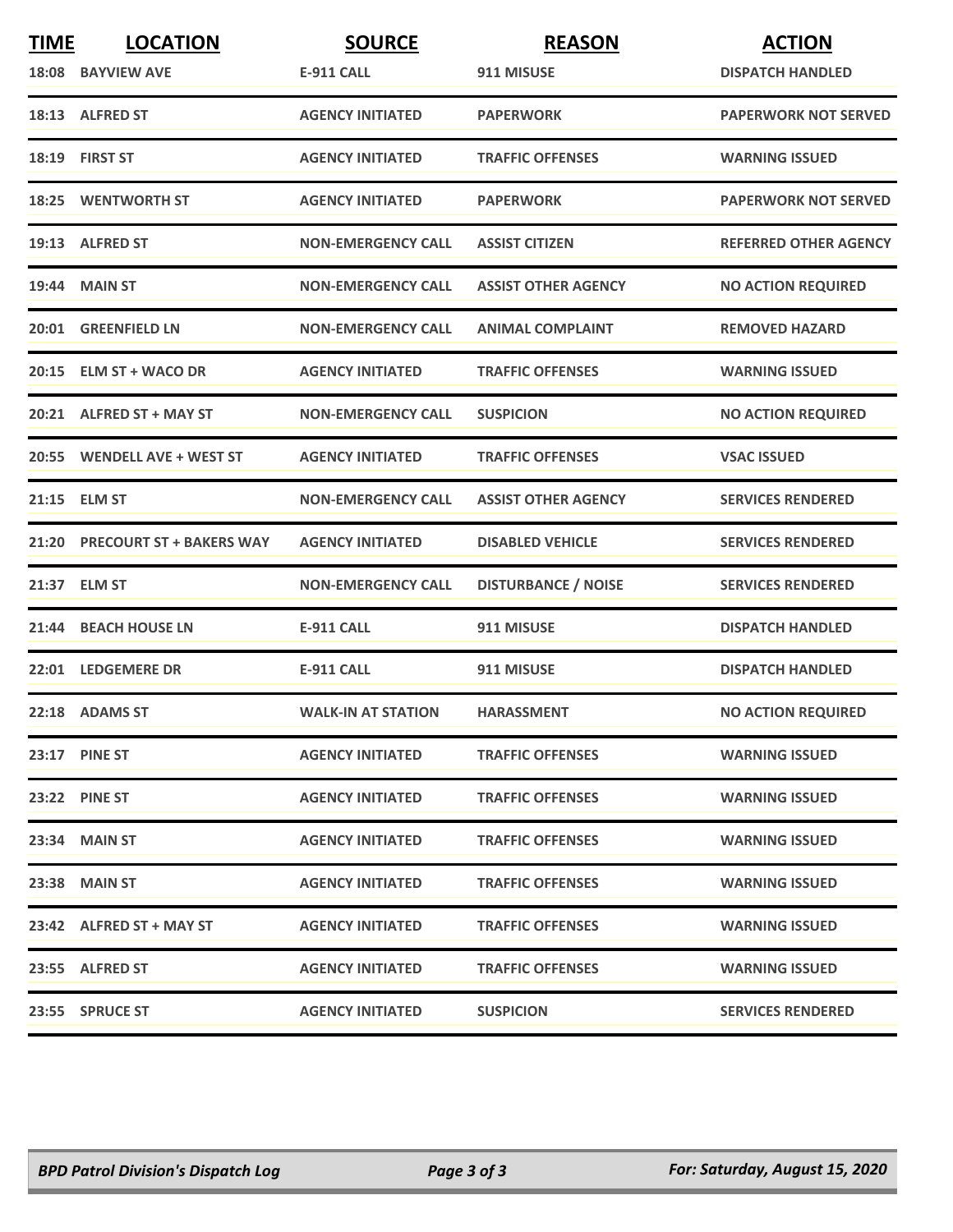| TIME | LOCATION | SOURCE | REASON | ACTION |
|---|---|---|---|---|
| 18:08 | BAYVIEW AVE | E-911 CALL | 911 MISUSE | DISPATCH HANDLED |
| 18:13 | ALFRED ST | AGENCY INITIATED | PAPERWORK | PAPERWORK NOT SERVED |
| 18:19 | FIRST ST | AGENCY INITIATED | TRAFFIC OFFENSES | WARNING ISSUED |
| 18:25 | WENTWORTH ST | AGENCY INITIATED | PAPERWORK | PAPERWORK NOT SERVED |
| 19:13 | ALFRED ST | NON-EMERGENCY CALL | ASSIST CITIZEN | REFERRED OTHER AGENCY |
| 19:44 | MAIN ST | NON-EMERGENCY CALL | ASSIST OTHER AGENCY | NO ACTION REQUIRED |
| 20:01 | GREENFIELD LN | NON-EMERGENCY CALL | ANIMAL COMPLAINT | REMOVED HAZARD |
| 20:15 | ELM ST + WACO DR | AGENCY INITIATED | TRAFFIC OFFENSES | WARNING ISSUED |
| 20:21 | ALFRED ST + MAY ST | NON-EMERGENCY CALL | SUSPICION | NO ACTION REQUIRED |
| 20:55 | WENDELL AVE + WEST ST | AGENCY INITIATED | TRAFFIC OFFENSES | VSAC ISSUED |
| 21:15 | ELM ST | NON-EMERGENCY CALL | ASSIST OTHER AGENCY | SERVICES RENDERED |
| 21:20 | PRECOURT ST + BAKERS WAY | AGENCY INITIATED | DISABLED VEHICLE | SERVICES RENDERED |
| 21:37 | ELM ST | NON-EMERGENCY CALL | DISTURBANCE / NOISE | SERVICES RENDERED |
| 21:44 | BEACH HOUSE LN | E-911 CALL | 911 MISUSE | DISPATCH HANDLED |
| 22:01 | LEDGEMERE DR | E-911 CALL | 911 MISUSE | DISPATCH HANDLED |
| 22:18 | ADAMS ST | WALK-IN AT STATION | HARASSMENT | NO ACTION REQUIRED |
| 23:17 | PINE ST | AGENCY INITIATED | TRAFFIC OFFENSES | WARNING ISSUED |
| 23:22 | PINE ST | AGENCY INITIATED | TRAFFIC OFFENSES | WARNING ISSUED |
| 23:34 | MAIN ST | AGENCY INITIATED | TRAFFIC OFFENSES | WARNING ISSUED |
| 23:38 | MAIN ST | AGENCY INITIATED | TRAFFIC OFFENSES | WARNING ISSUED |
| 23:42 | ALFRED ST + MAY ST | AGENCY INITIATED | TRAFFIC OFFENSES | WARNING ISSUED |
| 23:55 | ALFRED ST | AGENCY INITIATED | TRAFFIC OFFENSES | WARNING ISSUED |
| 23:55 | SPRUCE ST | AGENCY INITIATED | SUSPICION | SERVICES RENDERED |